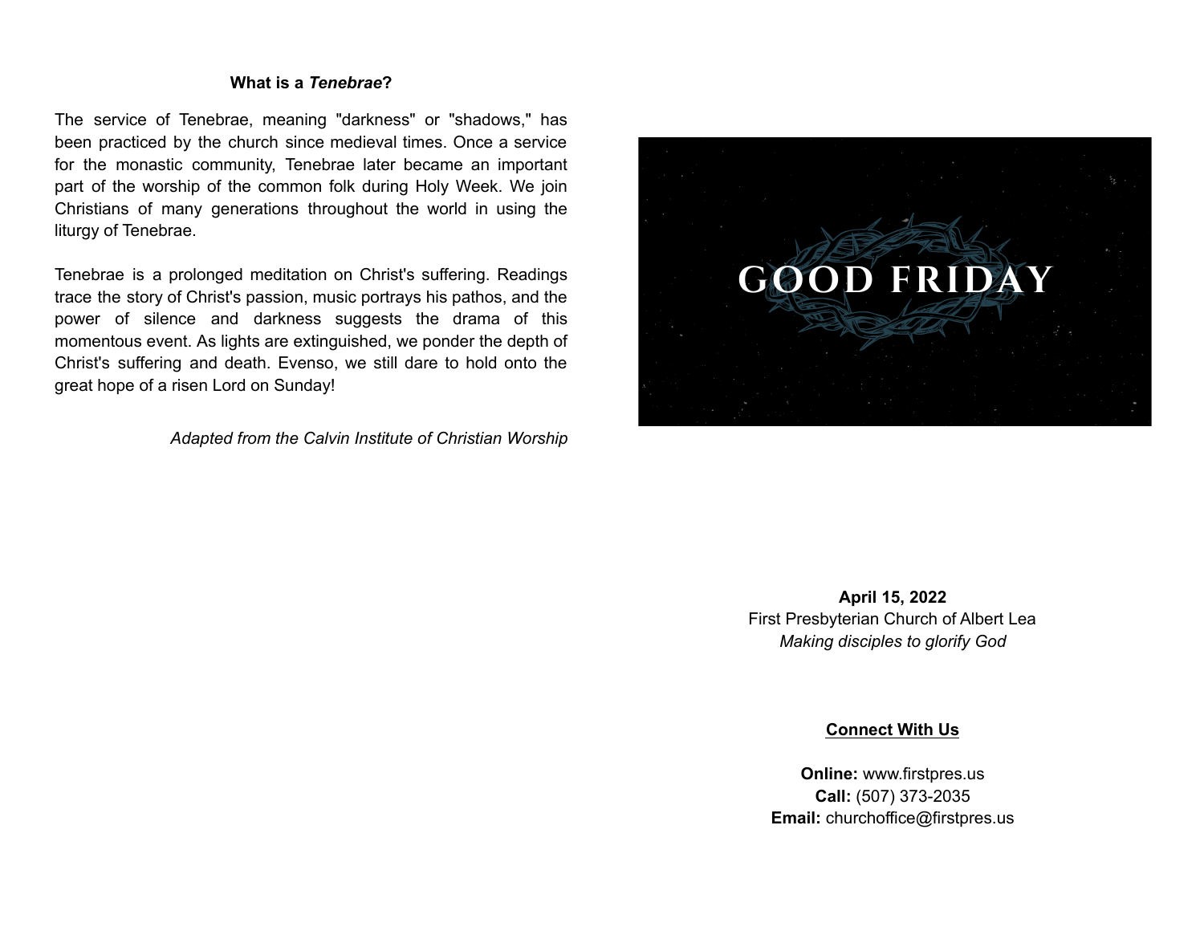### What is a *Tenebrae*?

The service of Tenebrae, meaning "darkness" or "shadows," has been practiced by the church since medieval times. Once a service for the monastic community, Tenebrae later became an important part of the worship of the common folk during Holy Week. We join Christians of many generations throughout the world in using the liturgy of Tenebrae.

Tenebrae is a prolonged meditation on Christ's suffering. Readings trace the story of Christ's passion, music portrays his pathos, and the power of silence and darkness suggests the drama of this momentous event. As lights are extinguished, we ponder the depth of Christ's suffering and death. Evenso, we still dare to hold onto the great hope of a risen Lord on Sunday!

*Adapted from the Calvin Institute of Christian Worship*

# GOOD FRIDAY

**April 15, 2022**
First Presbyterian Church of Albert Lea
*Making disciples to glorify God*

**Connect With Us**

**Online:** www.firstpres.us
**Call:** (507) 373-2035
**Email:** churchoffice@firstpres.us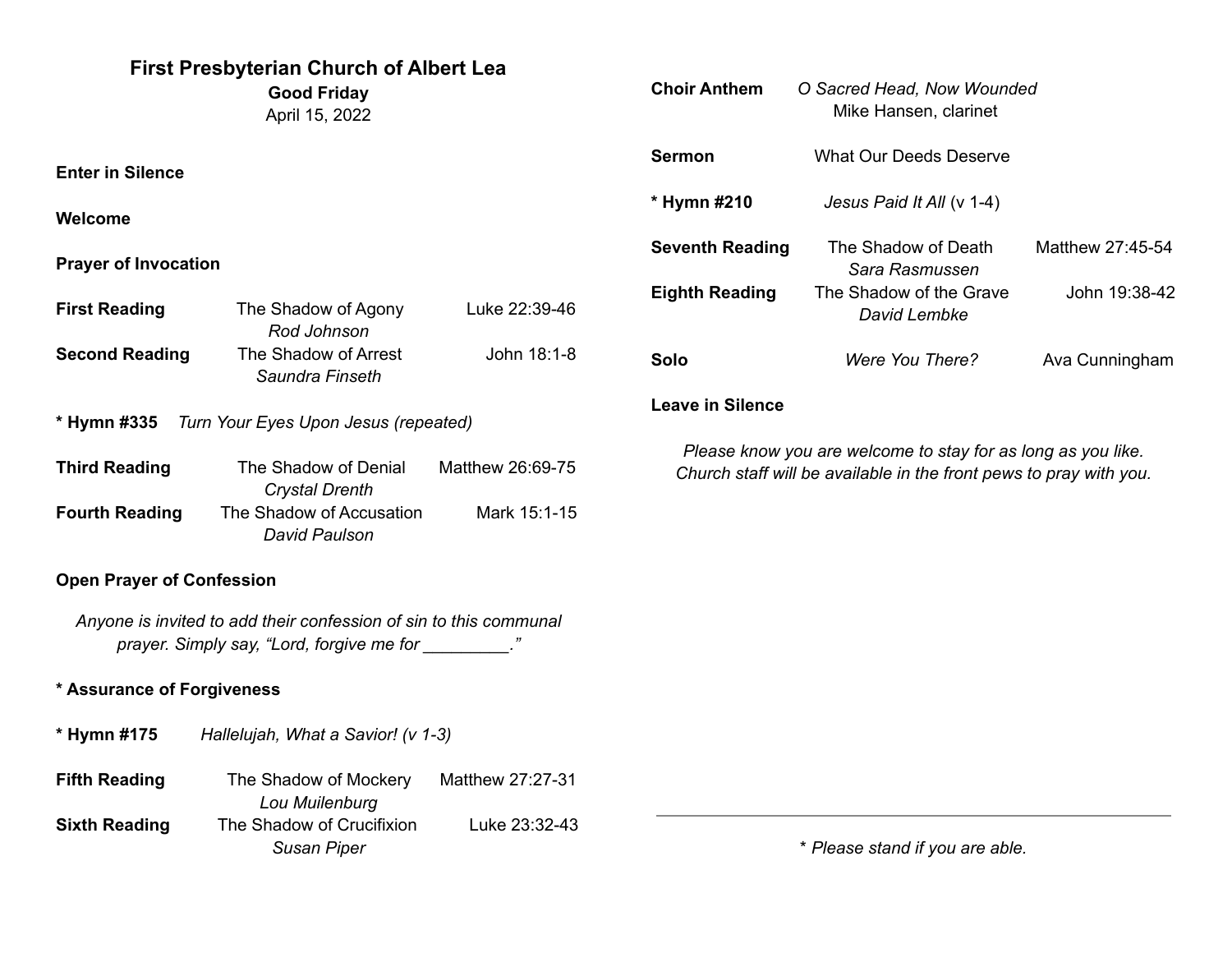# First Presbyterian Church of Albert Lea

**Good Friday**

April 15, 2022

**Enter in Silence**

**Welcome**

**Prayer of Invocation**

**First Reading** The Shadow of Agony Luke 22:39-46
*Rod Johnson*

**Second Reading** The Shadow of Arrest John 18:1-8
*Saundra Finseth*

**\* Hymn #335** *Turn Your Eyes Upon Jesus (repeated)*

**Third Reading** The Shadow of Denial Matthew 26:69-75
*Crystal Drenth*

**Fourth Reading** The Shadow of Accusation Mark 15:1-15
*David Paulson*

**Open Prayer of Confession**

*Anyone is invited to add their confession of sin to this communal prayer. Simply say, "Lord, forgive me for _________."*

**\* Assurance of Forgiveness**

**\* Hymn #175** *Hallelujah, What a Savior! (v 1-3)*

**Fifth Reading** The Shadow of Mockery Matthew 27:27-31
*Lou Muilenburg*

**Sixth Reading** The Shadow of Crucifixion Luke 23:32-43
*Susan Piper*

**Choir Anthem** *O Sacred Head, Now Wounded*
Mike Hansen, clarinet

**Sermon** What Our Deeds Deserve

**\* Hymn #210** *Jesus Paid It All* (v 1-4)

**Seventh Reading** The Shadow of Death Matthew 27:45-54
*Sara Rasmussen*

**Eighth Reading** The Shadow of the Grave John 19:38-42
*David Lembke*

**Solo** *Were You There?* Ava Cunningham

**Leave in Silence**

*Please know you are welcome to stay for as long as you like. Church staff will be available in the front pews to pray with you.*

---

*\* Please stand if you are able.*